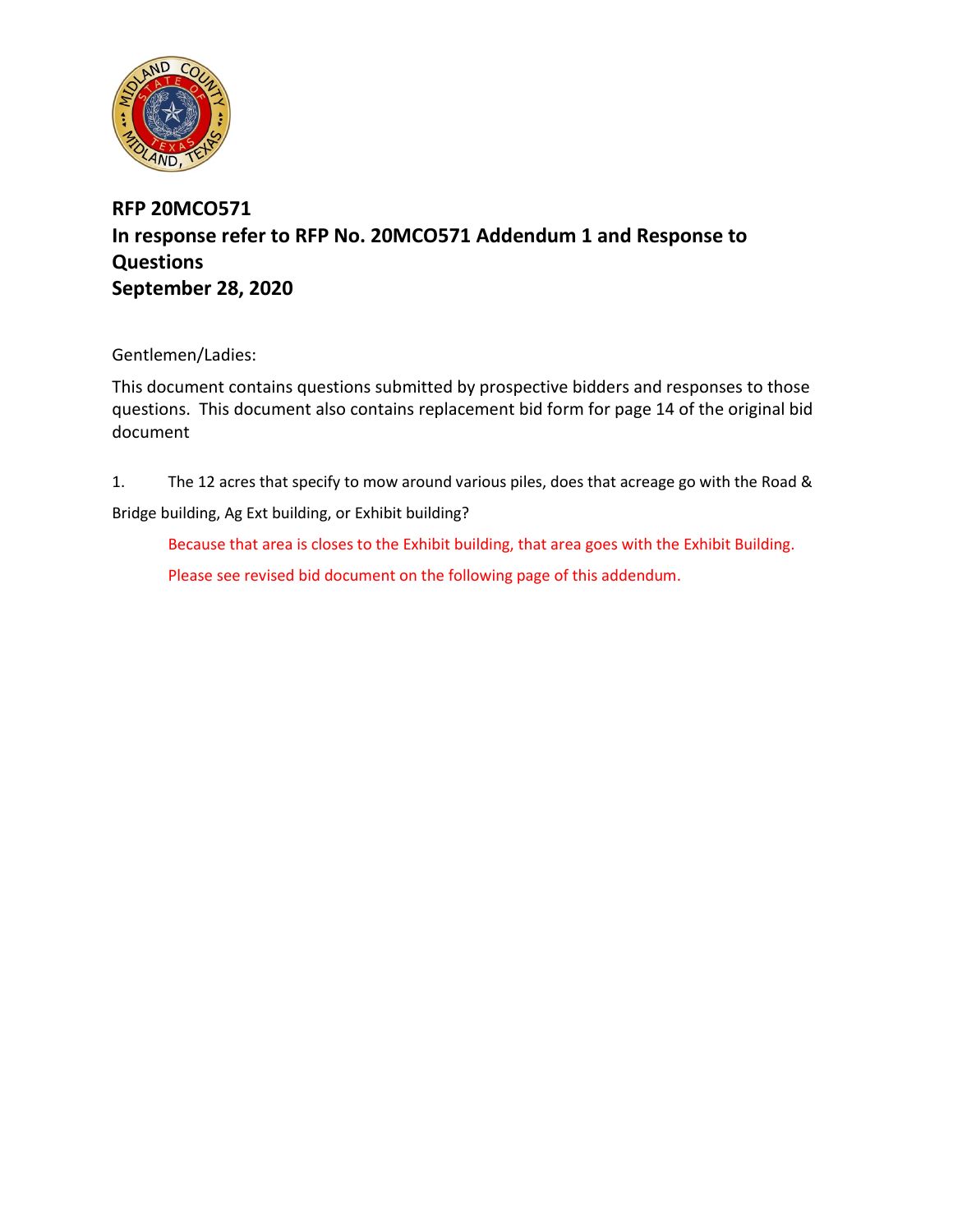**RFP 20MCO571**
**In response refer to RFP No. 20MCO571 Addendum 1 and Response to Questions**
**September 28, 2020**

Gentlemen/Ladies:

This document contains questions submitted by prospective bidders and responses to those questions. This document also contains replacement bid form for page 14 of the original bid document

1. The 12 acres that specify to mow around various piles, does that acreage go with the Road & Bridge building, Ag Ext building, or Exhibit building?

   Because that area is closes to the Exhibit building, that area goes with the Exhibit Building.

   Please see revised bid document on the following page of this addendum.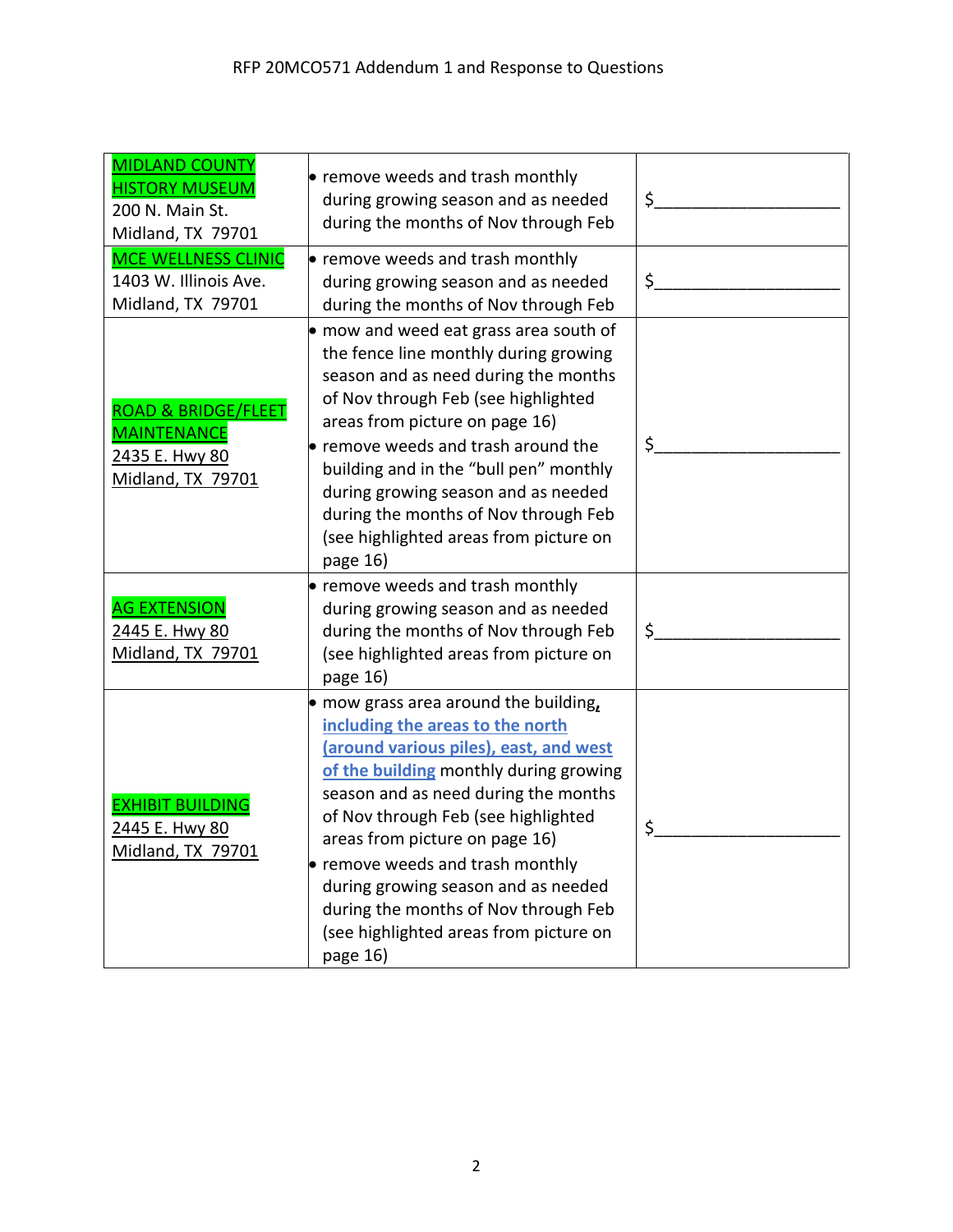| | | |
|---|---|---|
| MIDLAND COUNTY HISTORY MUSEUM<br>200 N. Main St.<br>Midland, TX 79701 | • remove weeds and trash monthly during growing season and as needed during the months of Nov through Feb | $____________________ |
| MCE WELLNESS CLINIC<br>1403 W. Illinois Ave.<br>Midland, TX 79701 | • remove weeds and trash monthly during growing season and as needed during the months of Nov through Feb | $____________________ |
| ROAD & BRIDGE/FLEET MAINTENANCE<br>2435 E. Hwy 80<br>Midland, TX 79701 | • mow and weed eat grass area south of the fence line monthly during growing season and as need during the months of Nov through Feb (see highlighted areas from picture on page 16)<br>• remove weeds and trash around the building and in the "bull pen" monthly during growing season and as needed during the months of Nov through Feb (see highlighted areas from picture on page 16) | $____________________ |
| AG EXTENSION<br>2445 E. Hwy 80<br>Midland, TX 79701 | • remove weeds and trash monthly during growing season and as needed during the months of Nov through Feb (see highlighted areas from picture on page 16) | $____________________ |
| EXHIBIT BUILDING<br>2445 E. Hwy 80<br>Midland, TX 79701 | • mow grass area around the building, **including the areas to the north (around various piles), east, and west of the building** monthly during growing season and as need during the months of Nov through Feb (see highlighted areas from picture on page 16)<br>• remove weeds and trash monthly during growing season and as needed during the months of Nov through Feb (see highlighted areas from picture on page 16) | $____________________ |